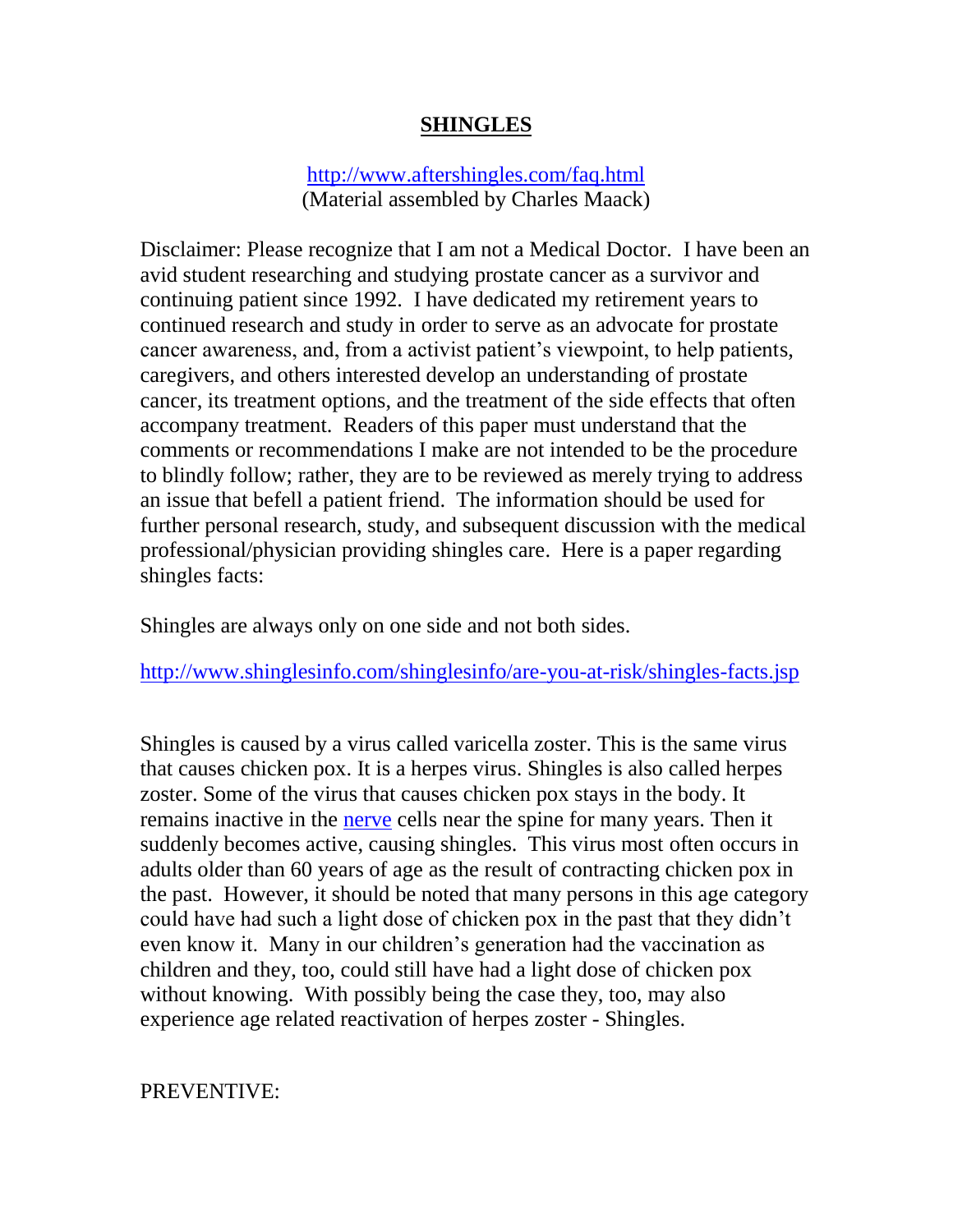# SHINGLES

[http://www.aftershingles.com/faq.html](http://www.aftershingles.com/faq.html)
(Material assembled by Charles Maack)

Disclaimer: Please recognize that I am not a Medical Doctor. I have been an avid student researching and studying prostate cancer as a survivor and continuing patient since 1992. I have dedicated my retirement years to continued research and study in order to serve as an advocate for prostate cancer awareness, and, from a activist patient's viewpoint, to help patients, caregivers, and others interested develop an understanding of prostate cancer, its treatment options, and the treatment of the side effects that often accompany treatment. Readers of this paper must understand that the comments or recommendations I make are not intended to be the procedure to blindly follow; rather, they are to be reviewed as merely trying to address an issue that befell a patient friend. The information should be used for further personal research, study, and subsequent discussion with the medical professional/physician providing shingles care. Here is a paper regarding shingles facts:

Shingles are always only on one side and not both sides.

[http://www.shinglesinfo.com/shinglesinfo/are-you-at-risk/shingles-facts.jsp](http://www.shinglesinfo.com/shinglesinfo/are-you-at-risk/shingles-facts.jsp)

Shingles is caused by a virus called varicella zoster. This is the same virus that causes chicken pox. It is a herpes virus. Shingles is also called herpes zoster. Some of the virus that causes chicken pox stays in the body. It remains inactive in the nerve cells near the spine for many years. Then it suddenly becomes active, causing shingles. This virus most often occurs in adults older than 60 years of age as the result of contracting chicken pox in the past. However, it should be noted that many persons in this age category could have had such a light dose of chicken pox in the past that they didn't even know it. Many in our children's generation had the vaccination as children and they, too, could still have had a light dose of chicken pox without knowing. With possibly being the case they, too, may also experience age related reactivation of herpes zoster - Shingles.

PREVENTIVE: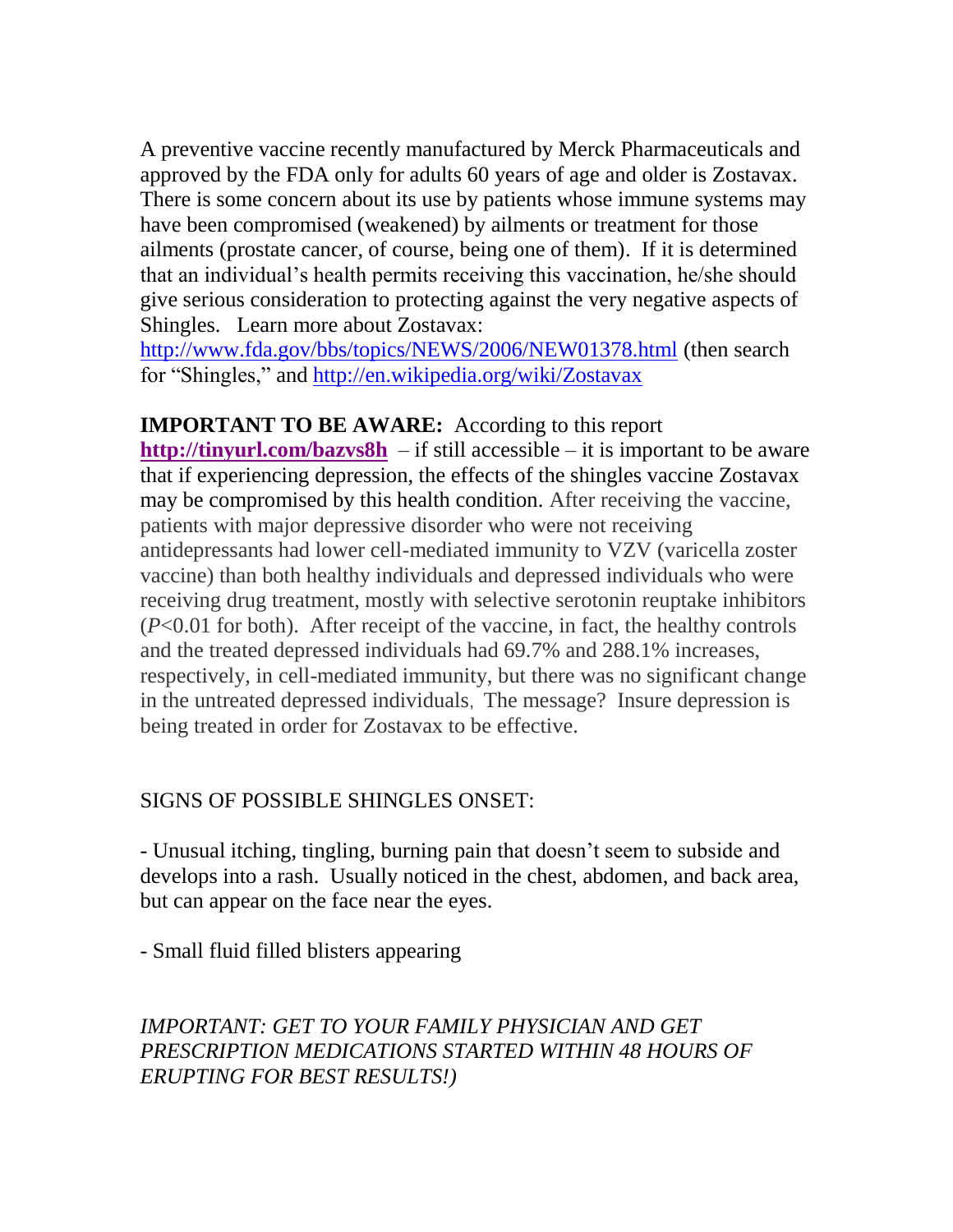A preventive vaccine recently manufactured by Merck Pharmaceuticals and approved by the FDA only for adults 60 years of age and older is Zostavax. There is some concern about its use by patients whose immune systems may have been compromised (weakened) by ailments or treatment for those ailments (prostate cancer, of course, being one of them). If it is determined that an individual's health permits receiving this vaccination, he/she should give serious consideration to protecting against the very negative aspects of Shingles. Learn more about Zostavax: http://www.fda.gov/bbs/topics/NEWS/2006/NEW01378.html (then search for "Shingles," and http://en.wikipedia.org/wiki/Zostavax

**IMPORTANT TO BE AWARE:** According to this report **http://tinyurl.com/bazvs8h** – if still accessible – it is important to be aware that if experiencing depression, the effects of the shingles vaccine Zostavax may be compromised by this health condition. After receiving the vaccine, patients with major depressive disorder who were not receiving antidepressants had lower cell-mediated immunity to VZV (varicella zoster vaccine) than both healthy individuals and depressed individuals who were receiving drug treatment, mostly with selective serotonin reuptake inhibitors ($P<0.01$ for both). After receipt of the vaccine, in fact, the healthy controls and the treated depressed individuals had 69.7% and 288.1% increases, respectively, in cell-mediated immunity, but there was no significant change in the untreated depressed individuals, The message? Insure depression is being treated in order for Zostavax to be effective.

SIGNS OF POSSIBLE SHINGLES ONSET:

- Unusual itching, tingling, burning pain that doesn't seem to subside and develops into a rash. Usually noticed in the chest, abdomen, and back area, but can appear on the face near the eyes.

- Small fluid filled blisters appearing

*IMPORTANT: GET TO YOUR FAMILY PHYSICIAN AND GET PRESCRIPTION MEDICATIONS STARTED WITHIN 48 HOURS OF ERUPTING FOR BEST RESULTS!)*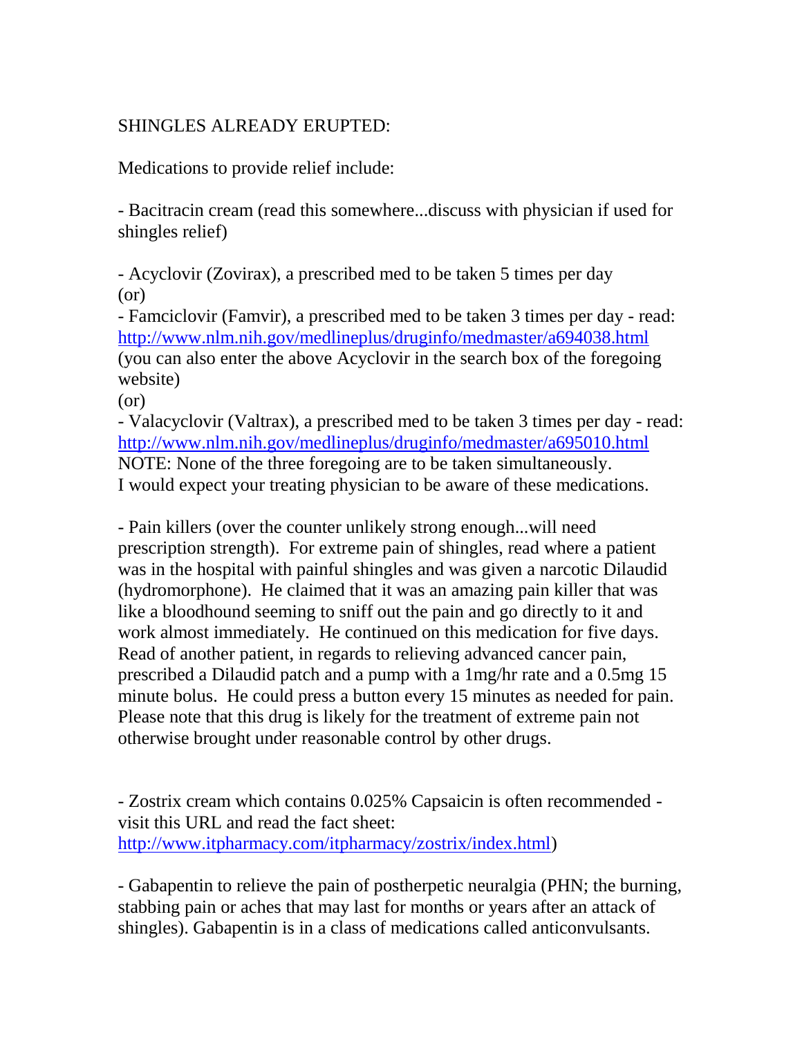SHINGLES ALREADY ERUPTED:

Medications to provide relief include:

- Bacitracin cream (read this somewhere...discuss with physician if used for shingles relief)

- Acyclovir (Zovirax), a prescribed med to be taken 5 times per day
(or)
- Famciclovir (Famvir), a prescribed med to be taken 3 times per day - read: http://www.nlm.nih.gov/medlineplus/druginfo/medmaster/a694038.html
(you can also enter the above Acyclovir in the search box of the foregoing website)
(or)
- Valacyclovir (Valtrax), a prescribed med to be taken 3 times per day - read: http://www.nlm.nih.gov/medlineplus/druginfo/medmaster/a695010.html
NOTE: None of the three foregoing are to be taken simultaneously.
I would expect your treating physician to be aware of these medications.

- Pain killers (over the counter unlikely strong enough...will need prescription strength). For extreme pain of shingles, read where a patient was in the hospital with painful shingles and was given a narcotic Dilaudid (hydromorphone). He claimed that it was an amazing pain killer that was like a bloodhound seeming to sniff out the pain and go directly to it and work almost immediately. He continued on this medication for five days. Read of another patient, in regards to relieving advanced cancer pain, prescribed a Dilaudid patch and a pump with a 1mg/hr rate and a 0.5mg 15 minute bolus. He could press a button every 15 minutes as needed for pain. Please note that this drug is likely for the treatment of extreme pain not otherwise brought under reasonable control by other drugs.

- Zostrix cream which contains 0.025% Capsaicin is often recommended - visit this URL and read the fact sheet: http://www.itpharmacy.com/itpharmacy/zostrix/index.html)

- Gabapentin to relieve the pain of postherpetic neuralgia (PHN; the burning, stabbing pain or aches that may last for months or years after an attack of shingles). Gabapentin is in a class of medications called anticonvulsants.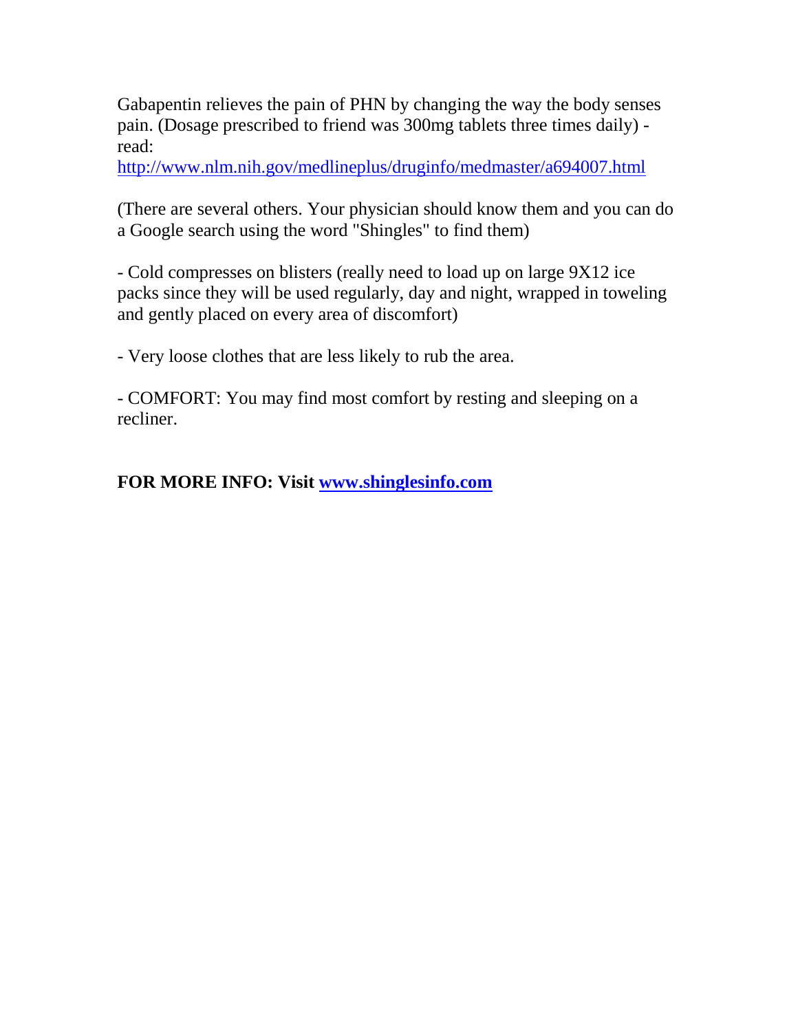Gabapentin relieves the pain of PHN by changing the way the body senses pain. (Dosage prescribed to friend was 300mg tablets three times daily) - read:
http://www.nlm.nih.gov/medlineplus/druginfo/medmaster/a694007.html

(There are several others. Your physician should know them and you can do a Google search using the word "Shingles" to find them)

- Cold compresses on blisters (really need to load up on large 9X12 ice packs since they will be used regularly, day and night, wrapped in toweling and gently placed on every area of discomfort)

- Very loose clothes that are less likely to rub the area.

- COMFORT: You may find most comfort by resting and sleeping on a recliner.

**FOR MORE INFO: Visit www.shinglesinfo.com**